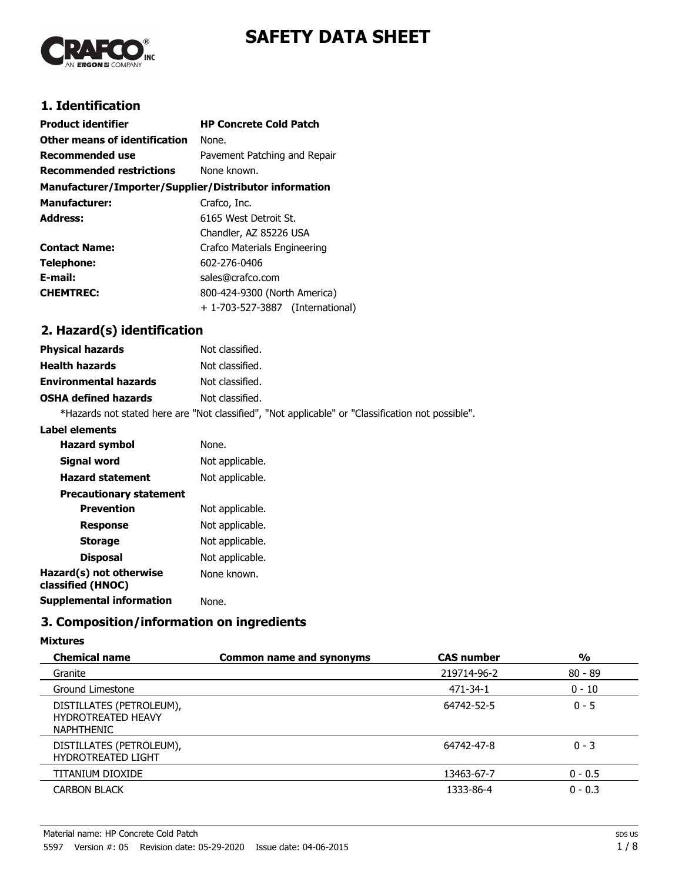# SAFETY DATA SHEET

## 1. Identification

| | |
|---|---|
| **Product identifier** | **HP Concrete Cold Patch** |
| **Other means of identification** | None. |
| **Recommended use** | Pavement Patching and Repair |
| **Recommended restrictions** | None known. |

**Manufacturer/Importer/Supplier/Distributor information**

| | |
|---|---|
| **Manufacturer:** | Crafco, Inc. |
| **Address:** | 6165 West Detroit St.<br>Chandler, AZ 85226 USA |
| **Contact Name:** | Crafco Materials Engineering |
| **Telephone:** | 602-276-0406 |
| **E-mail:** | sales@crafco.com |
| **CHEMTREC:** | 800-424-9300 (North America)<br>+ 1-703-527-3887 (International) |

## 2. Hazard(s) identification

| | |
|---|---|
| **Physical hazards** | Not classified. |
| **Health hazards** | Not classified. |
| **Environmental hazards** | Not classified. |
| **OSHA defined hazards** | Not classified. |

*Hazards not stated here are "Not classified", "Not applicable" or "Classification not possible".

**Label elements**

| | |
|---|---|
| **Hazard symbol** | None. |
| **Signal word** | Not applicable. |
| **Hazard statement** | Not applicable. |
| **Precautionary statement** | |
| **Prevention** | Not applicable. |
| **Response** | Not applicable. |
| **Storage** | Not applicable. |
| **Disposal** | Not applicable. |
| **Hazard(s) not otherwise classified (HNOC)** | None known. |
| **Supplemental information** | None. |

## 3. Composition/information on ingredients

**Mixtures**

| Chemical name | Common name and synonyms | CAS number | % |
|---|---|---|---|
| Granite | | 219714-96-2 | 80 - 89 |
| Ground Limestone | | 471-34-1 | 0 - 10 |
| DISTILLATES (PETROLEUM), HYDROTREATED HEAVY NAPHTHENIC | | 64742-52-5 | 0 - 5 |
| DISTILLATES (PETROLEUM), HYDROTREATED LIGHT | | 64742-47-8 | 0 - 3 |
| TITANIUM DIOXIDE | | 13463-67-7 | 0 - 0.5 |
| CARBON BLACK | | 1333-86-4 | 0 - 0.3 |

Material name: HP Concrete Cold Patch

5597 Version #: 05 Revision date: 05-29-2020 Issue date: 04-06-2015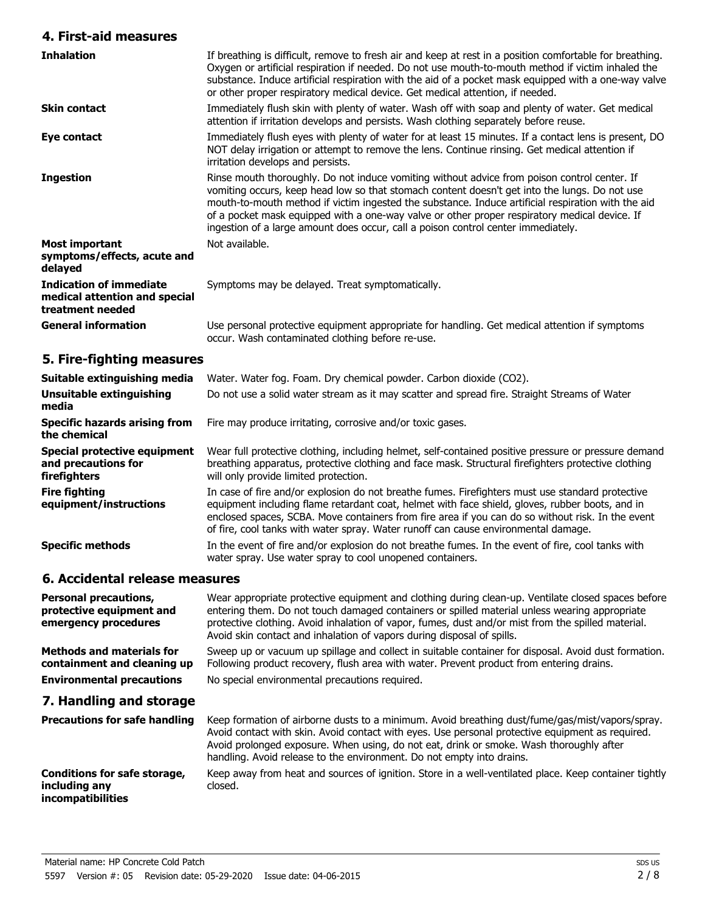## 4. First-aid measures

| | |
|---|---|
| **Inhalation** | If breathing is difficult, remove to fresh air and keep at rest in a position comfortable for breathing. Oxygen or artificial respiration if needed. Do not use mouth-to-mouth method if victim inhaled the substance. Induce artificial respiration with the aid of a pocket mask equipped with a one-way valve or other proper respiratory medical device. Get medical attention, if needed. |
| **Skin contact** | Immediately flush skin with plenty of water. Wash off with soap and plenty of water. Get medical attention if irritation develops and persists. Wash clothing separately before reuse. |
| **Eye contact** | Immediately flush eyes with plenty of water for at least 15 minutes. If a contact lens is present, DO NOT delay irrigation or attempt to remove the lens. Continue rinsing. Get medical attention if irritation develops and persists. |
| **Ingestion** | Rinse mouth thoroughly. Do not induce vomiting without advice from poison control center. If vomiting occurs, keep head low so that stomach content doesn't get into the lungs. Do not use mouth-to-mouth method if victim ingested the substance. Induce artificial respiration with the aid of a pocket mask equipped with a one-way valve or other proper respiratory medical device. If ingestion of a large amount does occur, call a poison control center immediately. |
| **Most important symptoms/effects, acute and delayed** | Not available. |
| **Indication of immediate medical attention and special treatment needed** | Symptoms may be delayed. Treat symptomatically. |
| **General information** | Use personal protective equipment appropriate for handling. Get medical attention if symptoms occur. Wash contaminated clothing before re-use. |

## 5. Fire-fighting measures

| | |
|---|---|
| **Suitable extinguishing media** | Water. Water fog. Foam. Dry chemical powder. Carbon dioxide ($CO_2$). |
| **Unsuitable extinguishing media** | Do not use a solid water stream as it may scatter and spread fire. Straight Streams of Water |
| **Specific hazards arising from the chemical** | Fire may produce irritating, corrosive and/or toxic gases. |
| **Special protective equipment and precautions for firefighters** | Wear full protective clothing, including helmet, self-contained positive pressure or pressure demand breathing apparatus, protective clothing and face mask. Structural firefighters protective clothing will only provide limited protection. |
| **Fire fighting equipment/instructions** | In case of fire and/or explosion do not breathe fumes. Firefighters must use standard protective equipment including flame retardant coat, helmet with face shield, gloves, rubber boots, and in enclosed spaces, SCBA. Move containers from fire area if you can do so without risk. In the event of fire, cool tanks with water spray. Water runoff can cause environmental damage. |
| **Specific methods** | In the event of fire and/or explosion do not breathe fumes. In the event of fire, cool tanks with water spray. Use water spray to cool unopened containers. |

## 6. Accidental release measures

| | |
|---|---|
| **Personal precautions, protective equipment and emergency procedures** | Wear appropriate protective equipment and clothing during clean-up. Ventilate closed spaces before entering them. Do not touch damaged containers or spilled material unless wearing appropriate protective clothing. Avoid inhalation of vapor, fumes, dust and/or mist from the spilled material. Avoid skin contact and inhalation of vapors during disposal of spills. |
| **Methods and materials for containment and cleaning up** | Sweep up or vacuum up spillage and collect in suitable container for disposal. Avoid dust formation. Following product recovery, flush area with water. Prevent product from entering drains. |
| **Environmental precautions** | No special environmental precautions required. |

## 7. Handling and storage

| | |
|---|---|
| **Precautions for safe handling** | Keep formation of airborne dusts to a minimum. Avoid breathing dust/fume/gas/mist/vapors/spray. Avoid contact with skin. Avoid contact with eyes. Use personal protective equipment as required. Avoid prolonged exposure. When using, do not eat, drink or smoke. Wash thoroughly after handling. Avoid release to the environment. Do not empty into drains. |
| **Conditions for safe storage, including any incompatibilities** | Keep away from heat and sources of ignition. Store in a well-ventilated place. Keep container tightly closed. |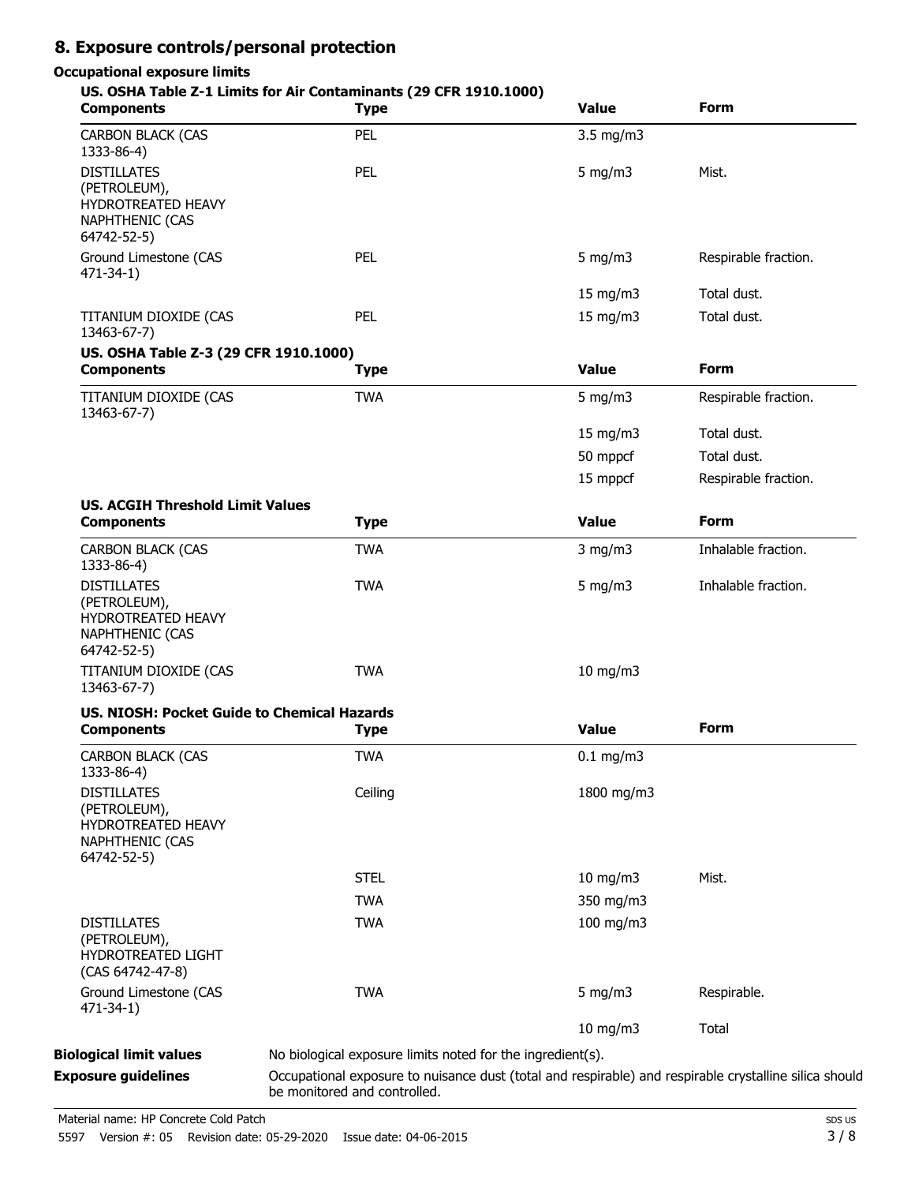## 8. Exposure controls/personal protection

### Occupational exposure limits

**US. OSHA Table Z-1 Limits for Air Contaminants (29 CFR 1910.1000)**

| Components | Type | Value | Form |
|---|---|---|---|
| CARBON BLACK (CAS 1333-86-4) | PEL | 3.5 mg/m3 | |
| DISTILLATES (PETROLEUM), HYDROTREATED HEAVY NAPHTHENIC (CAS 64742-52-5) | PEL | 5 mg/m3 | Mist. |
| Ground Limestone (CAS 471-34-1) | PEL | 5 mg/m3 | Respirable fraction. |
| | | 15 mg/m3 | Total dust. |
| TITANIUM DIOXIDE (CAS 13463-67-7) | PEL | 15 mg/m3 | Total dust. |

**US. OSHA Table Z-3 (29 CFR 1910.1000)**

| Components | Type | Value | Form |
|---|---|---|---|
| TITANIUM DIOXIDE (CAS 13463-67-7) | TWA | 5 mg/m3 | Respirable fraction. |
| | | 15 mg/m3 | Total dust. |
| | | 50 mppcf | Total dust. |
| | | 15 mppcf | Respirable fraction. |

**US. ACGIH Threshold Limit Values**

| Components | Type | Value | Form |
|---|---|---|---|
| CARBON BLACK (CAS 1333-86-4) | TWA | 3 mg/m3 | Inhalable fraction. |
| DISTILLATES (PETROLEUM), HYDROTREATED HEAVY NAPHTHENIC (CAS 64742-52-5) | TWA | 5 mg/m3 | Inhalable fraction. |
| TITANIUM DIOXIDE (CAS 13463-67-7) | TWA | 10 mg/m3 | |

**US. NIOSH: Pocket Guide to Chemical Hazards**

| Components | Type | Value | Form |
|---|---|---|---|
| CARBON BLACK (CAS 1333-86-4) | TWA | 0.1 mg/m3 | |
| DISTILLATES (PETROLEUM), HYDROTREATED HEAVY NAPHTHENIC (CAS 64742-52-5) | Ceiling | 1800 mg/m3 | |
| | STEL | 10 mg/m3 | Mist. |
| | TWA | 350 mg/m3 | |
| DISTILLATES (PETROLEUM), HYDROTREATED LIGHT (CAS 64742-47-8) | TWA | 100 mg/m3 | |
| Ground Limestone (CAS 471-34-1) | TWA | 5 mg/m3 | Respirable. |
| | | 10 mg/m3 | Total |

**Biological limit values** No biological exposure limits noted for the ingredient(s).

**Exposure guidelines** Occupational exposure to nuisance dust (total and respirable) and respirable crystalline silica should be monitored and controlled.

Material name: HP Concrete Cold Patch
5597 Version #: 05 Revision date: 05-29-2020 Issue date: 04-06-2015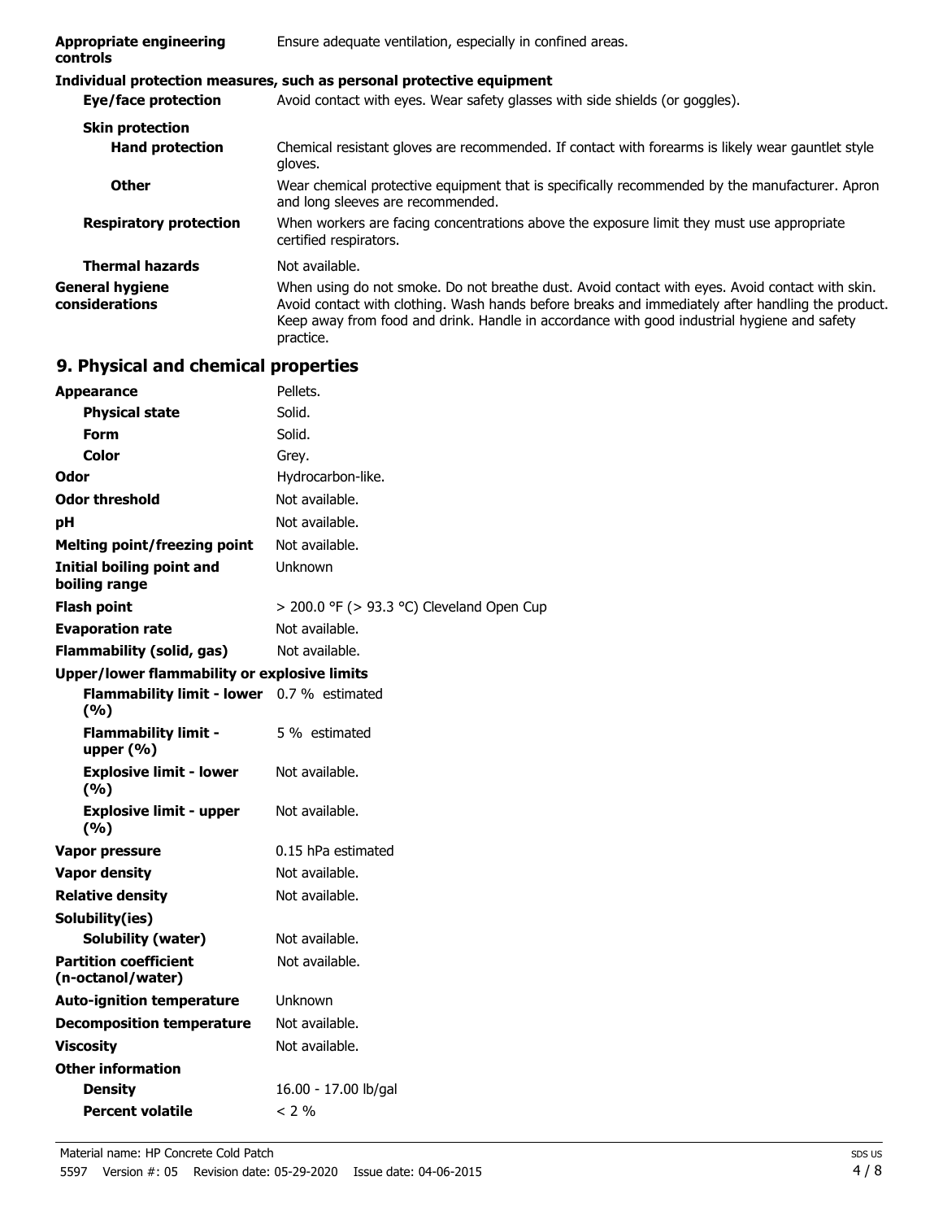| | |
|---|---|
| **Appropriate engineering controls** | Ensure adequate ventilation, especially in confined areas. |

**Individual protection measures, such as personal protective equipment**

| | |
|---|---|
| **Eye/face protection** | Avoid contact with eyes. Wear safety glasses with side shields (or goggles). |
| **Skin protection** | |
| **Hand protection** | Chemical resistant gloves are recommended. If contact with forearms is likely wear gauntlet style gloves. |
| **Other** | Wear chemical protective equipment that is specifically recommended by the manufacturer. Apron and long sleeves are recommended. |
| **Respiratory protection** | When workers are facing concentrations above the exposure limit they must use appropriate certified respirators. |
| **Thermal hazards** | Not available. |
| **General hygiene considerations** | When using do not smoke. Do not breathe dust. Avoid contact with eyes. Avoid contact with skin. Avoid contact with clothing. Wash hands before breaks and immediately after handling the product. Keep away from food and drink. Handle in accordance with good industrial hygiene and safety practice. |

## 9. Physical and chemical properties

| | |
|---|---|
| **Appearance** | Pellets. |
| **Physical state** | Solid. |
| **Form** | Solid. |
| **Color** | Grey. |
| **Odor** | Hydrocarbon-like. |
| **Odor threshold** | Not available. |
| **pH** | Not available. |
| **Melting point/freezing point** | Not available. |
| **Initial boiling point and boiling range** | Unknown |
| **Flash point** | > 200.0 °F (> 93.3 °C) Cleveland Open Cup |
| **Evaporation rate** | Not available. |
| **Flammability (solid, gas)** | Not available. |
| **Upper/lower flammability or explosive limits** | |
| **Flammability limit - lower (%)** | 0.7 % estimated |
| **Flammability limit - upper (%)** | 5 % estimated |
| **Explosive limit - lower (%)** | Not available. |
| **Explosive limit - upper (%)** | Not available. |
| **Vapor pressure** | 0.15 hPa estimated |
| **Vapor density** | Not available. |
| **Relative density** | Not available. |
| **Solubility(ies)** | |
| **Solubility (water)** | Not available. |
| **Partition coefficient (n-octanol/water)** | Not available. |
| **Auto-ignition temperature** | Unknown |
| **Decomposition temperature** | Not available. |
| **Viscosity** | Not available. |
| **Other information** | |
| **Density** | 16.00 - 17.00 lb/gal |
| **Percent volatile** | < 2 % |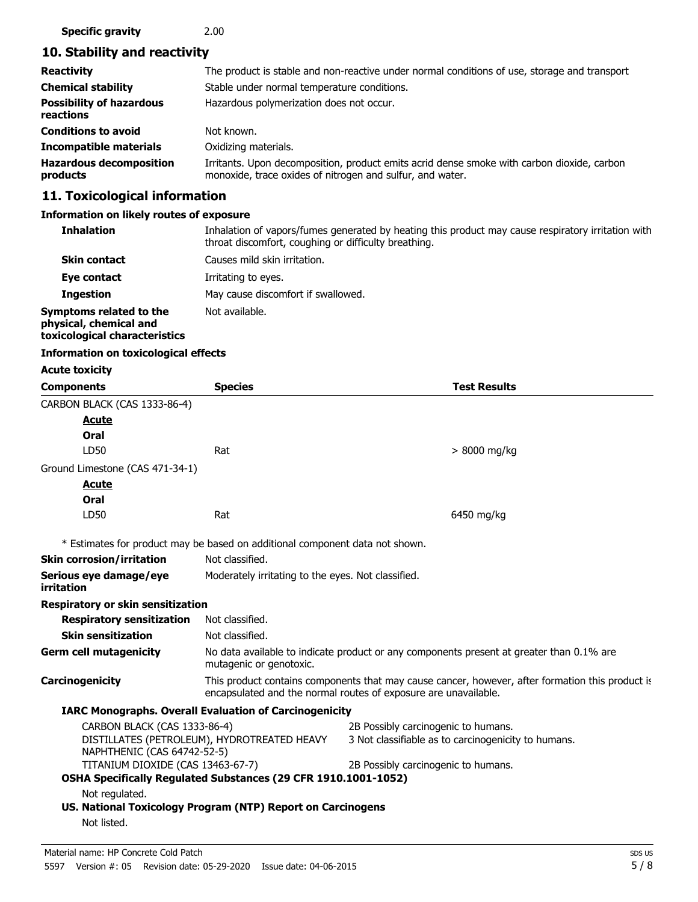| | |
|---|---|
| **Specific gravity** | 2.00 |

## 10. Stability and reactivity

| | |
|---|---|
| **Reactivity** | The product is stable and non-reactive under normal conditions of use, storage and transport |
| **Chemical stability** | Stable under normal temperature conditions. |
| **Possibility of hazardous reactions** | Hazardous polymerization does not occur. |
| **Conditions to avoid** | Not known. |
| **Incompatible materials** | Oxidizing materials. |
| **Hazardous decomposition products** | Irritants. Upon decomposition, product emits acrid dense smoke with carbon dioxide, carbon monoxide, trace oxides of nitrogen and sulfur, and water. |

## 11. Toxicological information

**Information on likely routes of exposure**

| | |
|---|---|
| **Inhalation** | Inhalation of vapors/fumes generated by heating this product may cause respiratory irritation with throat discomfort, coughing or difficulty breathing. |
| **Skin contact** | Causes mild skin irritation. |
| **Eye contact** | Irritating to eyes. |
| **Ingestion** | May cause discomfort if swallowed. |
| **Symptoms related to the physical, chemical and toxicological characteristics** | Not available. |

**Information on toxicological effects**

**Acute toxicity**

| Components | Species | Test Results |
|---|---|---|
| CARBON BLACK (CAS 1333-86-4) | | |
| **Acute** | | |
| **Oral** | | |
| LD50 | Rat | > 8000 mg/kg |
| Ground Limestone (CAS 471-34-1) | | |
| **Acute** | | |
| **Oral** | | |
| LD50 | Rat | 6450 mg/kg |

\* Estimates for product may be based on additional component data not shown.

| | |
|---|---|
| **Skin corrosion/irritation** | Not classified. |
| **Serious eye damage/eye irritation** | Moderately irritating to the eyes. Not classified. |

**Respiratory or skin sensitization**

| | |
|---|---|
| **Respiratory sensitization** | Not classified. |
| **Skin sensitization** | Not classified. |
| **Germ cell mutagenicity** | No data available to indicate product or any components present at greater than 0.1% are mutagenic or genotoxic. |
| **Carcinogenicity** | This product contains components that may cause cancer, however, after formation this product is encapsulated and the normal routes of exposure are unavailable. |

**IARC Monographs. Overall Evaluation of Carcinogenicity**

| | |
|---|---|
| CARBON BLACK (CAS 1333-86-4) | 2B Possibly carcinogenic to humans. |
| DISTILLATES (PETROLEUM), HYDROTREATED HEAVY NAPHTHENIC (CAS 64742-52-5) | 3 Not classifiable as to carcinogenicity to humans. |
| TITANIUM DIOXIDE (CAS 13463-67-7) | 2B Possibly carcinogenic to humans. |

**OSHA Specifically Regulated Substances (29 CFR 1910.1001-1052)**

Not regulated.

**US. National Toxicology Program (NTP) Report on Carcinogens**

Not listed.

Material name: HP Concrete Cold Patch

5597 Version #: 05 Revision date: 05-29-2020 Issue date: 04-06-2015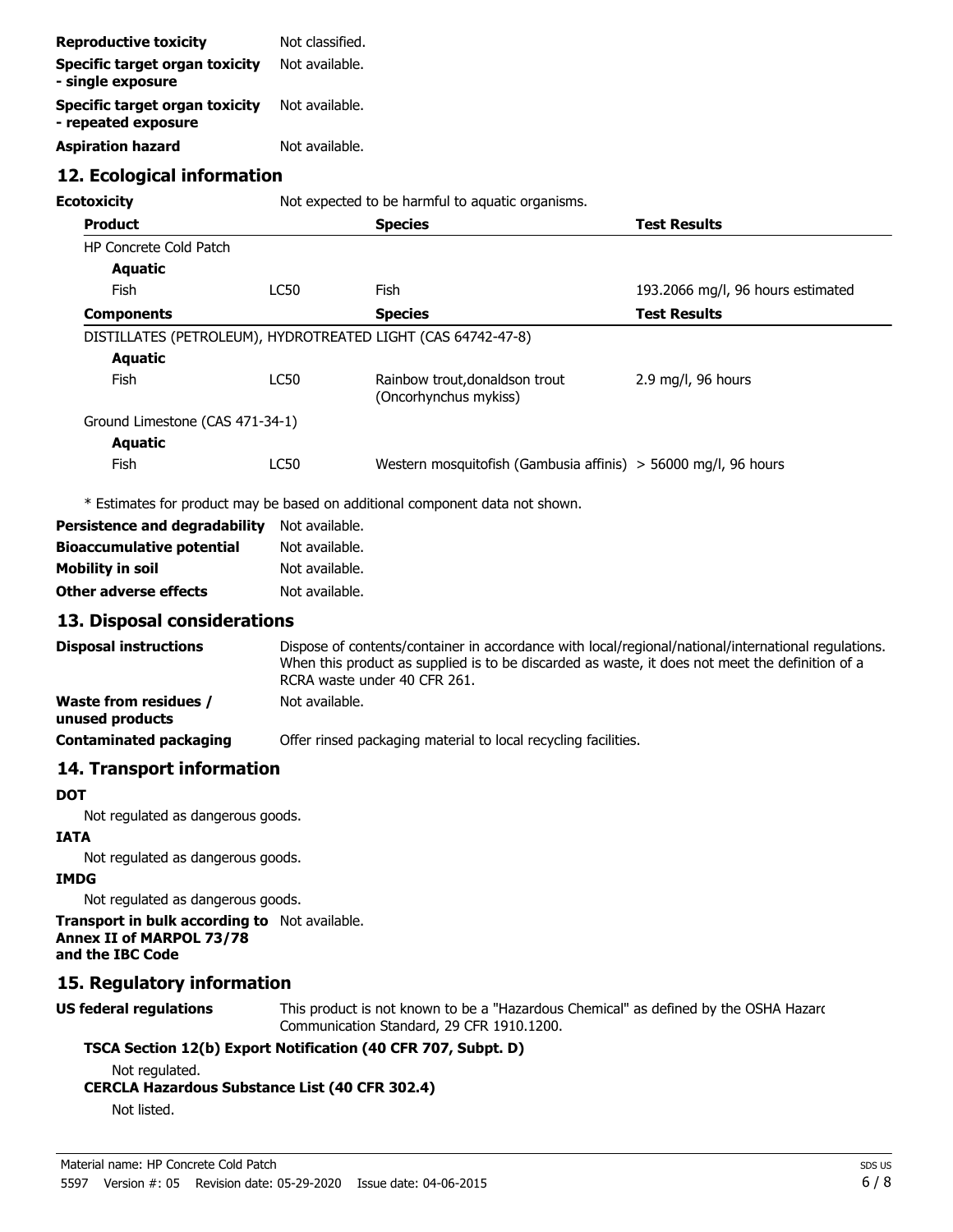| | |
|---|---|
| **Reproductive toxicity** | Not classified. |
| **Specific target organ toxicity - single exposure** | Not available. |
| **Specific target organ toxicity - repeated exposure** | Not available. |
| **Aspiration hazard** | Not available. |

## 12. Ecological information

**Ecotoxicity** Not expected to be harmful to aquatic organisms.

| Product | | Species | Test Results |
|---|---|---|---|
| HP Concrete Cold Patch | | | |
| **Aquatic** | | | |
| Fish | LC50 | Fish | 193.2066 mg/l, 96 hours estimated |
| **Components** | | **Species** | **Test Results** |
| DISTILLATES (PETROLEUM), HYDROTREATED LIGHT (CAS 64742-47-8) | | | |
| **Aquatic** | | | |
| Fish | LC50 | Rainbow trout,donaldson trout (Oncorhynchus mykiss) | 2.9 mg/l, 96 hours |
| Ground Limestone (CAS 471-34-1) | | | |
| **Aquatic** | | | |
| Fish | LC50 | Western mosquitofish (Gambusia affinis) | > 56000 mg/l, 96 hours |

* Estimates for product may be based on additional component data not shown.

| | |
|---|---|
| **Persistence and degradability** | Not available. |
| **Bioaccumulative potential** | Not available. |
| **Mobility in soil** | Not available. |
| **Other adverse effects** | Not available. |

## 13. Disposal considerations

| | |
|---|---|
| **Disposal instructions** | Dispose of contents/container in accordance with local/regional/national/international regulations. When this product as supplied is to be discarded as waste, it does not meet the definition of a RCRA waste under 40 CFR 261. |
| **Waste from residues / unused products** | Not available. |
| **Contaminated packaging** | Offer rinsed packaging material to local recycling facilities. |

## 14. Transport information

**DOT**

Not regulated as dangerous goods.

**IATA**

Not regulated as dangerous goods.

**IMDG**

Not regulated as dangerous goods.

**Transport in bulk according to Annex II of MARPOL 73/78 and the IBC Code** Not available.

## 15. Regulatory information

**US federal regulations** This product is not known to be a "Hazardous Chemical" as defined by the OSHA Hazard Communication Standard, 29 CFR 1910.1200.

**TSCA Section 12(b) Export Notification (40 CFR 707, Subpt. D)**

Not regulated.

**CERCLA Hazardous Substance List (40 CFR 302.4)**

Not listed.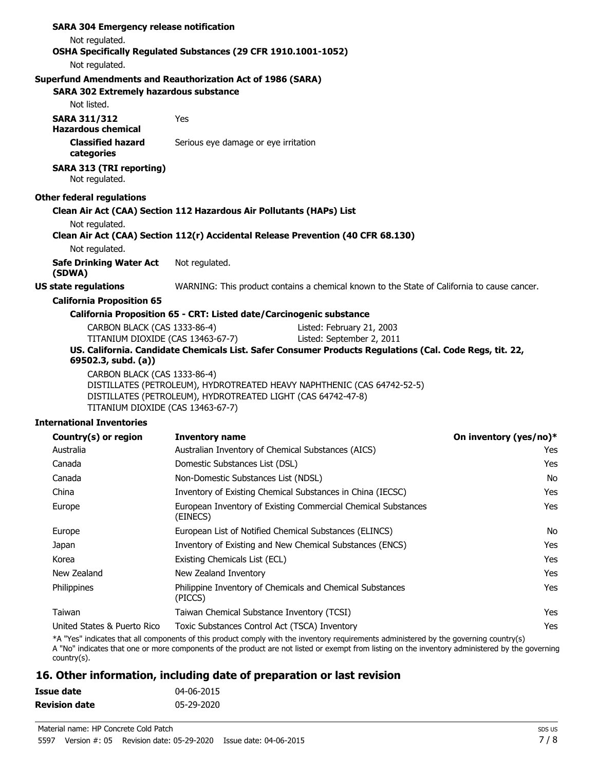**SARA 304 Emergency release notification**

Not regulated.

**OSHA Specifically Regulated Substances (29 CFR 1910.1001-1052)**

Not regulated.

**Superfund Amendments and Reauthorization Act of 1986 (SARA)**

**SARA 302 Extremely hazardous substance**

Not listed.

**SARA 311/312 Hazardous chemical** Yes

**Classified hazard categories** Serious eye damage or eye irritation

**SARA 313 (TRI reporting)**

Not regulated.

**Other federal regulations**

**Clean Air Act (CAA) Section 112 Hazardous Air Pollutants (HAPs) List**

Not regulated.

**Clean Air Act (CAA) Section 112(r) Accidental Release Prevention (40 CFR 68.130)**

Not regulated.

**Safe Drinking Water Act (SDWA)** Not regulated.

**US state regulations** WARNING: This product contains a chemical known to the State of California to cause cancer.

**California Proposition 65**

**California Proposition 65 - CRT: Listed date/Carcinogenic substance**

CARBON BLACK (CAS 1333-86-4) Listed: February 21, 2003
TITANIUM DIOXIDE (CAS 13463-67-7) Listed: September 2, 2011

**US. California. Candidate Chemicals List. Safer Consumer Products Regulations (Cal. Code Regs, tit. 22, 69502.3, subd. (a))**

CARBON BLACK (CAS 1333-86-4)
DISTILLATES (PETROLEUM), HYDROTREATED HEAVY NAPHTHENIC (CAS 64742-52-5)
DISTILLATES (PETROLEUM), HYDROTREATED LIGHT (CAS 64742-47-8)
TITANIUM DIOXIDE (CAS 13463-67-7)

**International Inventories**

| Country(s) or region | Inventory name | On inventory (yes/no)* |
|---|---|---|
| Australia | Australian Inventory of Chemical Substances (AICS) | Yes |
| Canada | Domestic Substances List (DSL) | Yes |
| Canada | Non-Domestic Substances List (NDSL) | No |
| China | Inventory of Existing Chemical Substances in China (IECSC) | Yes |
| Europe | European Inventory of Existing Commercial Chemical Substances (EINECS) | Yes |
| Europe | European List of Notified Chemical Substances (ELINCS) | No |
| Japan | Inventory of Existing and New Chemical Substances (ENCS) | Yes |
| Korea | Existing Chemicals List (ECL) | Yes |
| New Zealand | New Zealand Inventory | Yes |
| Philippines | Philippine Inventory of Chemicals and Chemical Substances (PICCS) | Yes |
| Taiwan | Taiwan Chemical Substance Inventory (TCSI) | Yes |
| United States & Puerto Rico | Toxic Substances Control Act (TSCA) Inventory | Yes |

*A "Yes" indicates that all components of this product comply with the inventory requirements administered by the governing country(s)
A "No" indicates that one or more components of the product are not listed or exempt from listing on the inventory administered by the governing country(s).

## 16. Other information, including date of preparation or last revision

**Issue date** 04-06-2015

**Revision date** 05-29-2020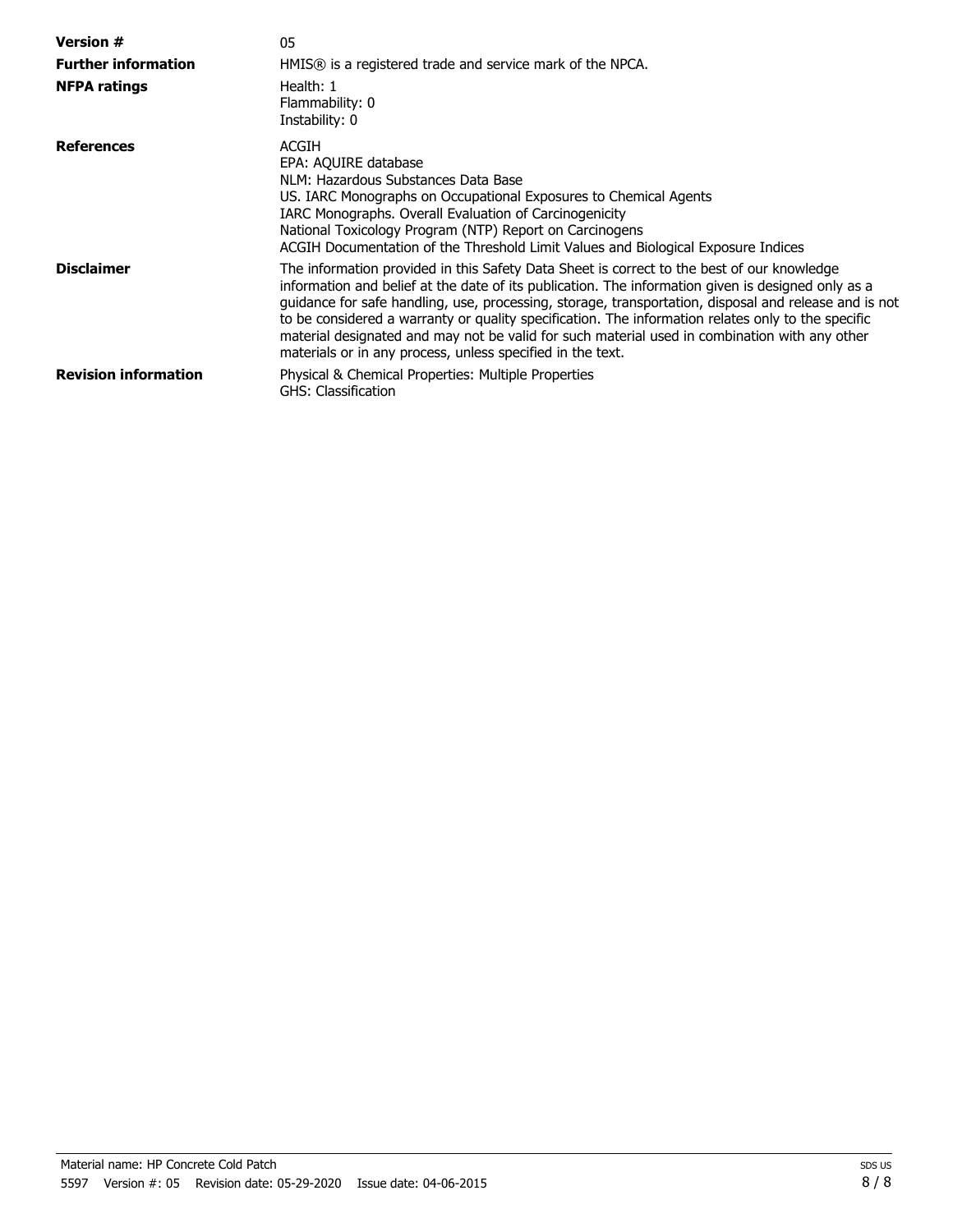**Version #** 05

**Further information** HMIS® is a registered trade and service mark of the NPCA.

**NFPA ratings**
Health: 1
Flammability: 0
Instability: 0

**References**
ACGIH
EPA: AQUIRE database
NLM: Hazardous Substances Data Base
US. IARC Monographs on Occupational Exposures to Chemical Agents
IARC Monographs. Overall Evaluation of Carcinogenicity
National Toxicology Program (NTP) Report on Carcinogens
ACGIH Documentation of the Threshold Limit Values and Biological Exposure Indices

**Disclaimer** The information provided in this Safety Data Sheet is correct to the best of our knowledge information and belief at the date of its publication. The information given is designed only as a guidance for safe handling, use, processing, storage, transportation, disposal and release and is not to be considered a warranty or quality specification. The information relates only to the specific material designated and may not be valid for such material used in combination with any other materials or in any process, unless specified in the text.

**Revision information**
Physical & Chemical Properties: Multiple Properties
GHS: Classification